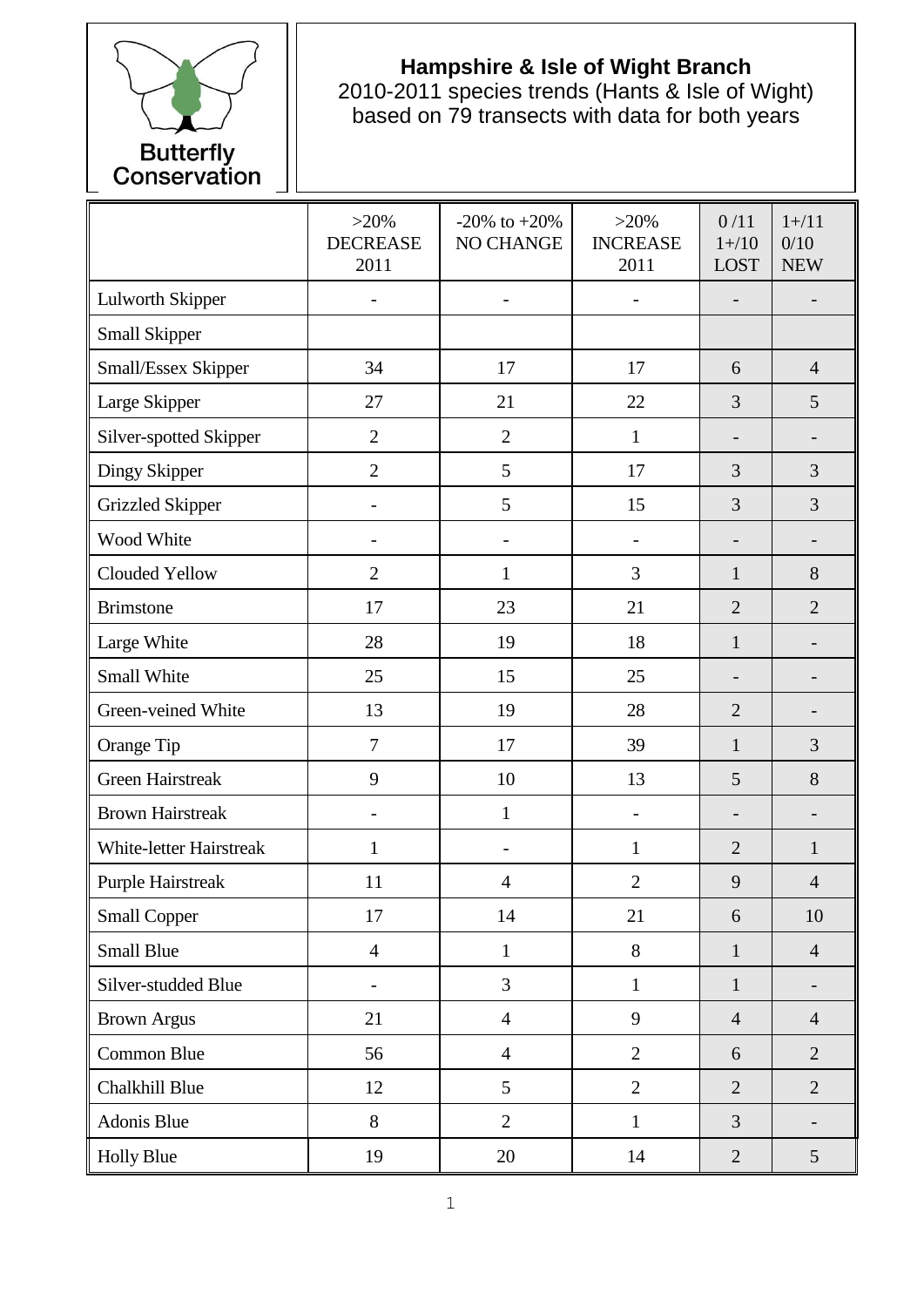Butterfly Conservation

# Hampshire & Isle of Wight Branch

2010-2011 species trends (Hants & Isle of Wight)
based on 79 transects with data for both years

| | >20% DECREASE 2011 | -20% to +20% NO CHANGE | >20% INCREASE 2011 | 0 /11 1+/10 LOST | 1+/11 0/10 NEW |
|---|---|---|---|---|---|
| Lulworth Skipper | - | - | - | - | - |
| Small Skipper | | | | | |
| Small/Essex Skipper | 34 | 17 | 17 | 6 | 4 |
| Large Skipper | 27 | 21 | 22 | 3 | 5 |
| Silver-spotted Skipper | 2 | 2 | 1 | - | - |
| Dingy Skipper | 2 | 5 | 17 | 3 | 3 |
| Grizzled Skipper | - | 5 | 15 | 3 | 3 |
| Wood White | - | - | - | - | - |
| Clouded Yellow | 2 | 1 | 3 | 1 | 8 |
| Brimstone | 17 | 23 | 21 | 2 | 2 |
| Large White | 28 | 19 | 18 | 1 | - |
| Small White | 25 | 15 | 25 | - | - |
| Green-veined White | 13 | 19 | 28 | 2 | - |
| Orange Tip | 7 | 17 | 39 | 1 | 3 |
| Green Hairstreak | 9 | 10 | 13 | 5 | 8 |
| Brown Hairstreak | - | 1 | - | - | - |
| White-letter Hairstreak | 1 | - | 1 | 2 | 1 |
| Purple Hairstreak | 11 | 4 | 2 | 9 | 4 |
| Small Copper | 17 | 14 | 21 | 6 | 10 |
| Small Blue | 4 | 1 | 8 | 1 | 4 |
| Silver-studded Blue | - | 3 | 1 | 1 | - |
| Brown Argus | 21 | 4 | 9 | 4 | 4 |
| Common Blue | 56 | 4 | 2 | 6 | 2 |
| Chalkhill Blue | 12 | 5 | 2 | 2 | 2 |
| Adonis Blue | 8 | 2 | 1 | 3 | - |
| Holly Blue | 19 | 20 | 14 | 2 | 5 |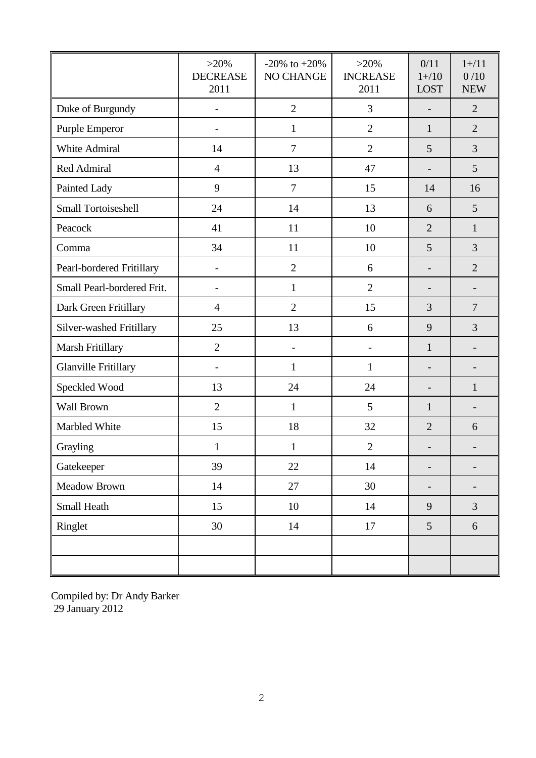| | >20% DECREASE 2011 | -20% to +20% NO CHANGE | >20% INCREASE 2011 | 0/11 1+/10 LOST | 1+/11 0 /10 NEW |
|---|---|---|---|---|---|
| Duke of Burgundy | - | 2 | 3 | - | 2 |
| Purple Emperor | - | 1 | 2 | 1 | 2 |
| White Admiral | 14 | 7 | 2 | 5 | 3 |
| Red Admiral | 4 | 13 | 47 | - | 5 |
| Painted Lady | 9 | 7 | 15 | 14 | 16 |
| Small Tortoiseshell | 24 | 14 | 13 | 6 | 5 |
| Peacock | 41 | 11 | 10 | 2 | 1 |
| Comma | 34 | 11 | 10 | 5 | 3 |
| Pearl-bordered Fritillary | - | 2 | 6 | - | 2 |
| Small Pearl-bordered Frit. | - | 1 | 2 | - | - |
| Dark Green Fritillary | 4 | 2 | 15 | 3 | 7 |
| Silver-washed Fritillary | 25 | 13 | 6 | 9 | 3 |
| Marsh Fritillary | 2 | - | - | 1 | - |
| Glanville Fritillary | - | 1 | 1 | - | - |
| Speckled Wood | 13 | 24 | 24 | - | 1 |
| Wall Brown | 2 | 1 | 5 | 1 | - |
| Marbled White | 15 | 18 | 32 | 2 | 6 |
| Grayling | 1 | 1 | 2 | - | - |
| Gatekeeper | 39 | 22 | 14 | - | - |
| Meadow Brown | 14 | 27 | 30 | - | - |
| Small Heath | 15 | 10 | 14 | 9 | 3 |
| Ringlet | 30 | 14 | 17 | 5 | 6 |
| | | | | | |
| | | | | | |

Compiled by: Dr Andy Barker
29 January 2012